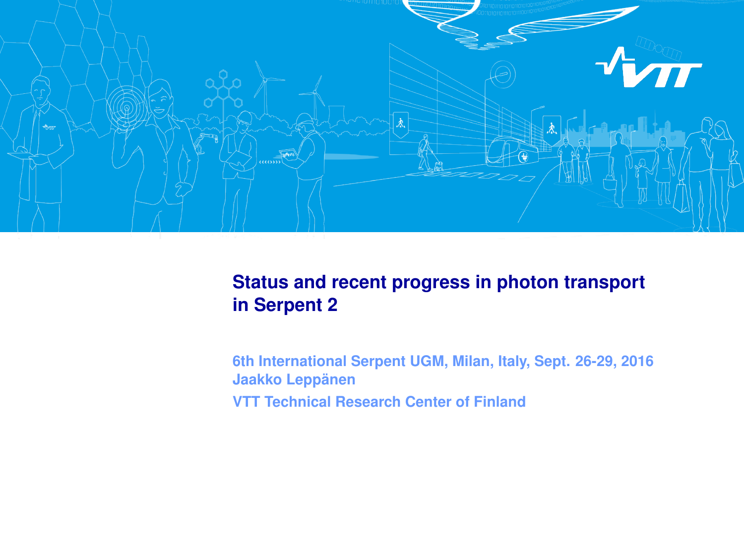# Status and recent progress in photon transport in Serpent 2

6th International Serpent UGM, Milan, Italy, Sept. 26-29, 2016

Jaakko Leppänen

VTT Technical Research Center of Finland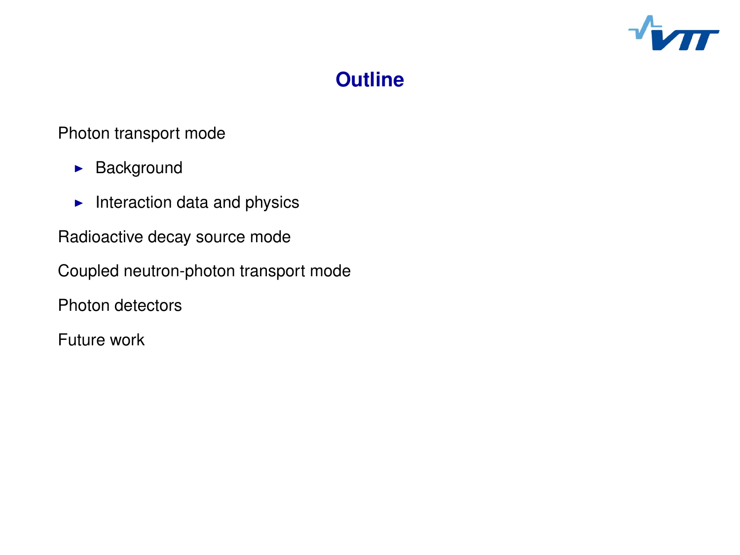# Outline

Photon transport mode

- Background
- Interaction data and physics

Radioactive decay source mode

Coupled neutron-photon transport mode

Photon detectors

Future work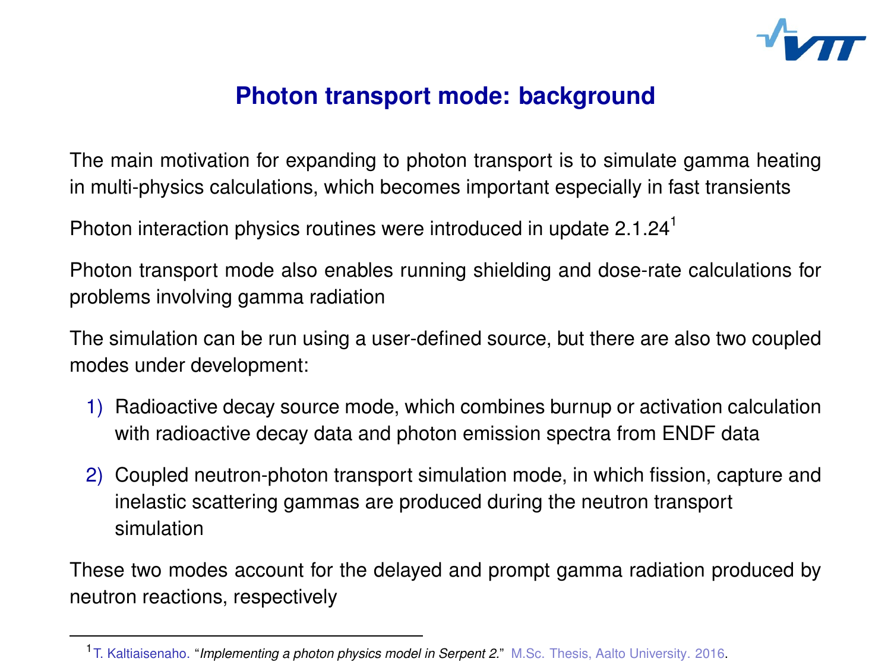## Photon transport mode: background

The main motivation for expanding to photon transport is to simulate gamma heating in multi-physics calculations, which becomes important especially in fast transients

Photon interaction physics routines were introduced in update 2.1.24[1]

Photon transport mode also enables running shielding and dose-rate calculations for problems involving gamma radiation

The simulation can be run using a user-defined source, but there are also two coupled modes under development:

1) Radioactive decay source mode, which combines burnup or activation calculation with radioactive decay data and photon emission spectra from ENDF data

2) Coupled neutron-photon transport simulation mode, in which fission, capture and inelastic scattering gammas are produced during the neutron transport simulation

These two modes account for the delayed and prompt gamma radiation produced by neutron reactions, respectively

---

[1] T. Kaltiaisenaho. "*Implementing a photon physics model in Serpent 2.*" M.Sc. Thesis, Aalto University. 2016.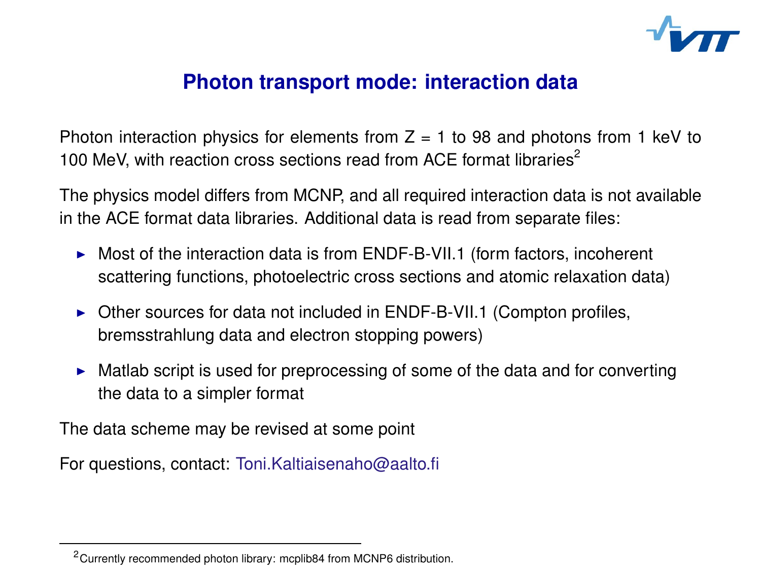# Photon transport mode: interaction data

Photon interaction physics for elements from Z = 1 to 98 and photons from 1 keV to 100 MeV, with reaction cross sections read from ACE format libraries[2]

The physics model differs from MCNP, and all required interaction data is not available in the ACE format data libraries. Additional data is read from separate files:

- Most of the interaction data is from ENDF-B-VII.1 (form factors, incoherent scattering functions, photoelectric cross sections and atomic relaxation data)
- Other sources for data not included in ENDF-B-VII.1 (Compton profiles, bremsstrahlung data and electron stopping powers)
- Matlab script is used for preprocessing of some of the data and for converting the data to a simpler format

The data scheme may be revised at some point

For questions, contact: Toni.Kaltiaisenaho@aalto.fi

[2] Currently recommended photon library: mcplib84 from MCNP6 distribution.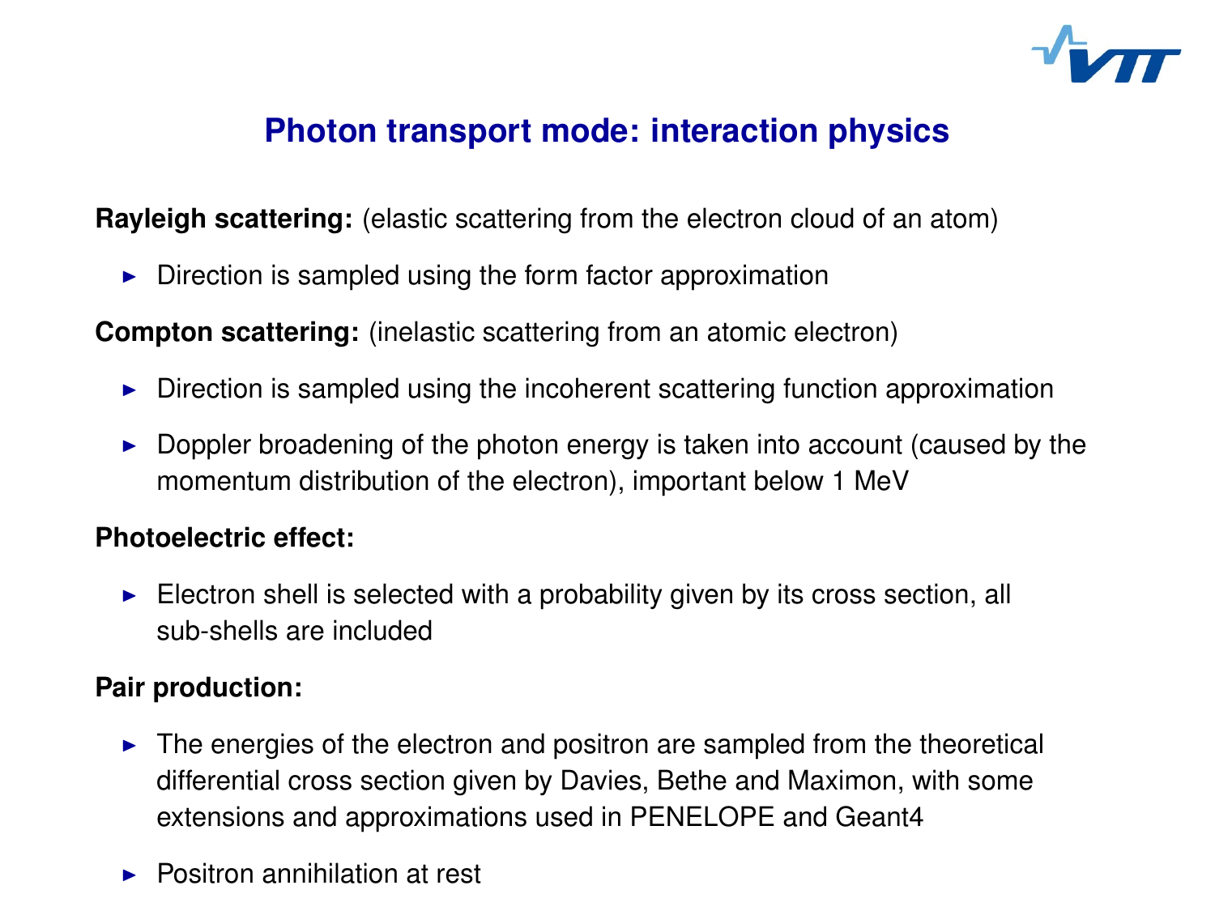# Photon transport mode: interaction physics

**Rayleigh scattering:** (elastic scattering from the electron cloud of an atom)

- Direction is sampled using the form factor approximation

**Compton scattering:** (inelastic scattering from an atomic electron)

- Direction is sampled using the incoherent scattering function approximation
- Doppler broadening of the photon energy is taken into account (caused by the momentum distribution of the electron), important below 1 MeV

**Photoelectric effect:**

- Electron shell is selected with a probability given by its cross section, all sub-shells are included

**Pair production:**

- The energies of the electron and positron are sampled from the theoretical differential cross section given by Davies, Bethe and Maximon, with some extensions and approximations used in PENELOPE and Geant4
- Positron annihilation at rest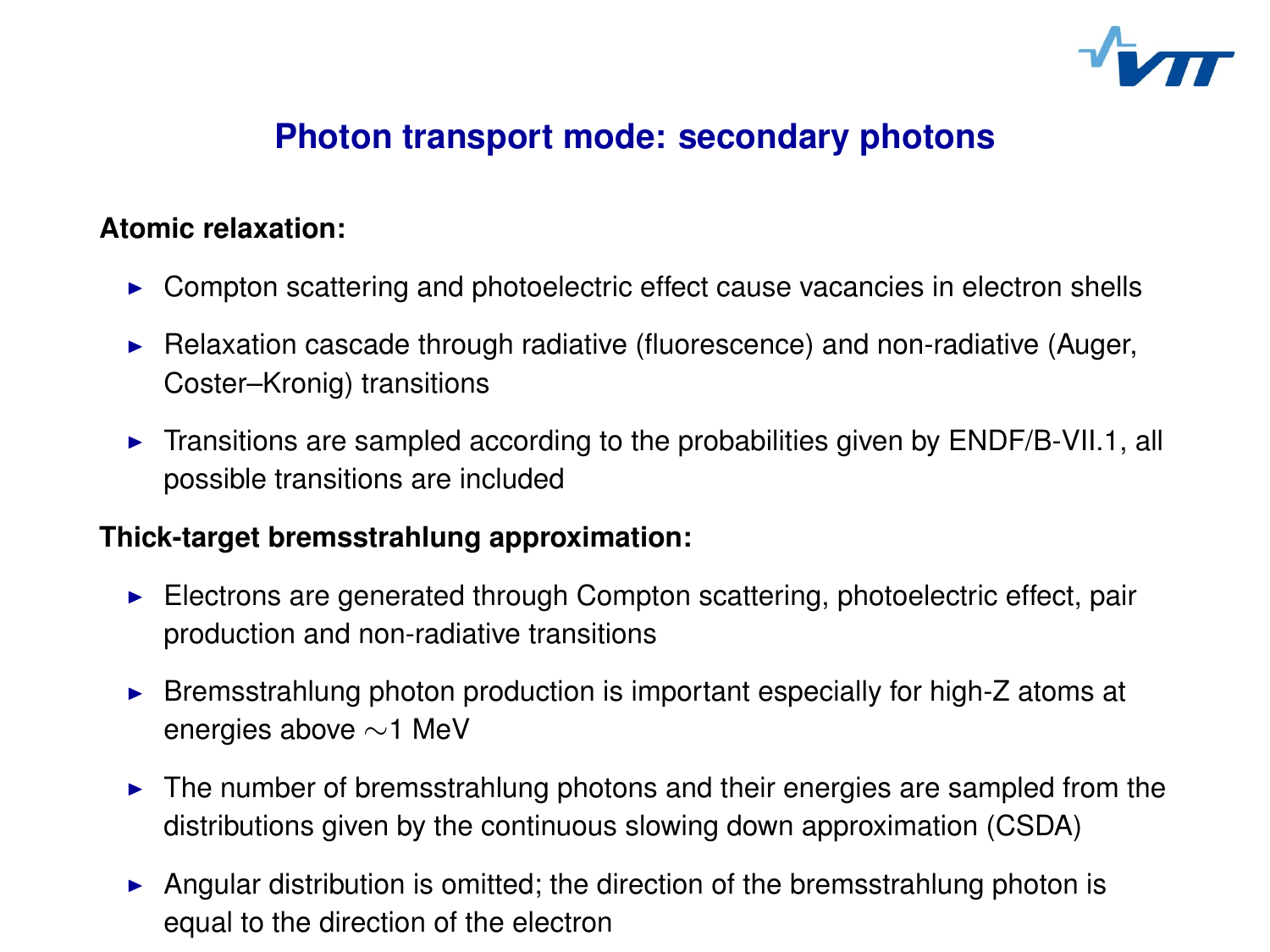# Photon transport mode: secondary photons

**Atomic relaxation:**

- Compton scattering and photoelectric effect cause vacancies in electron shells
- Relaxation cascade through radiative (fluorescence) and non-radiative (Auger, Coster–Kronig) transitions
- Transitions are sampled according to the probabilities given by ENDF/B-VII.1, all possible transitions are included

**Thick-target bremsstrahlung approximation:**

- Electrons are generated through Compton scattering, photoelectric effect, pair production and non-radiative transitions
- Bremsstrahlung photon production is important especially for high-Z atoms at energies above $\sim$1 MeV
- The number of bremsstrahlung photons and their energies are sampled from the distributions given by the continuous slowing down approximation (CSDA)
- Angular distribution is omitted; the direction of the bremsstrahlung photon is equal to the direction of the electron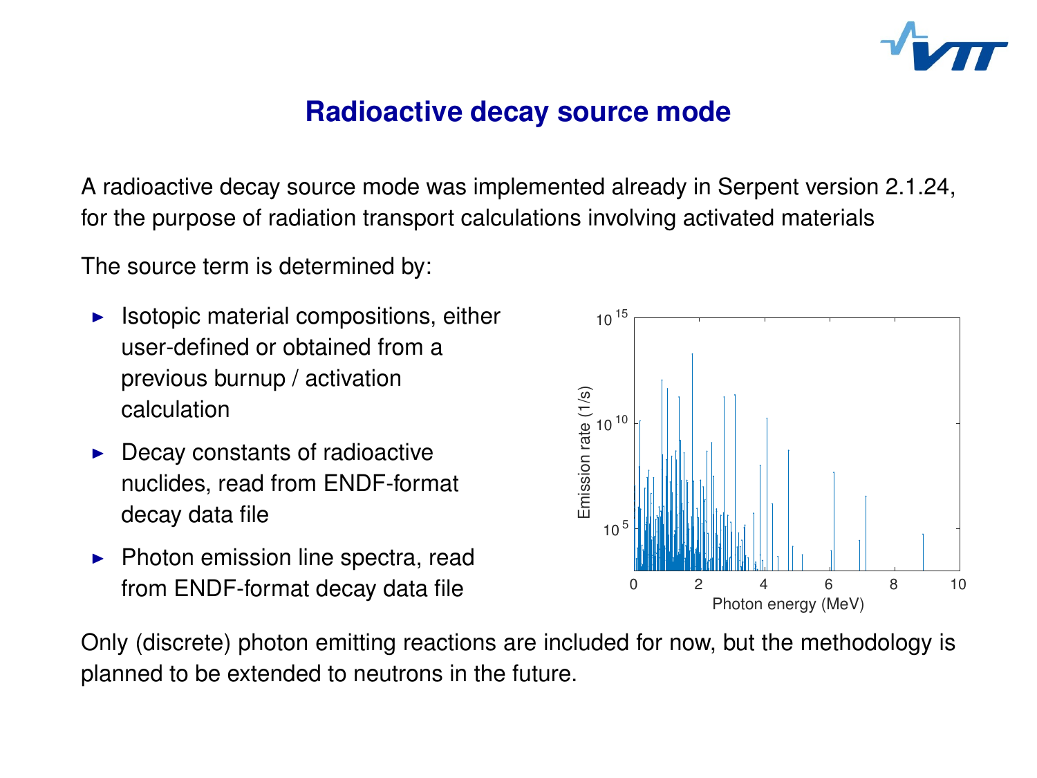# Radioactive decay source mode

A radioactive decay source mode was implemented already in Serpent version 2.1.24, for the purpose of radiation transport calculations involving activated materials

The source term is determined by:

- Isotopic material compositions, either user-defined or obtained from a previous burnup / activation calculation
- Decay constants of radioactive nuclides, read from ENDF-format decay data file
- Photon emission line spectra, read from ENDF-format decay data file

Only (discrete) photon emitting reactions are included for now, but the methodology is planned to be extended to neutrons in the future.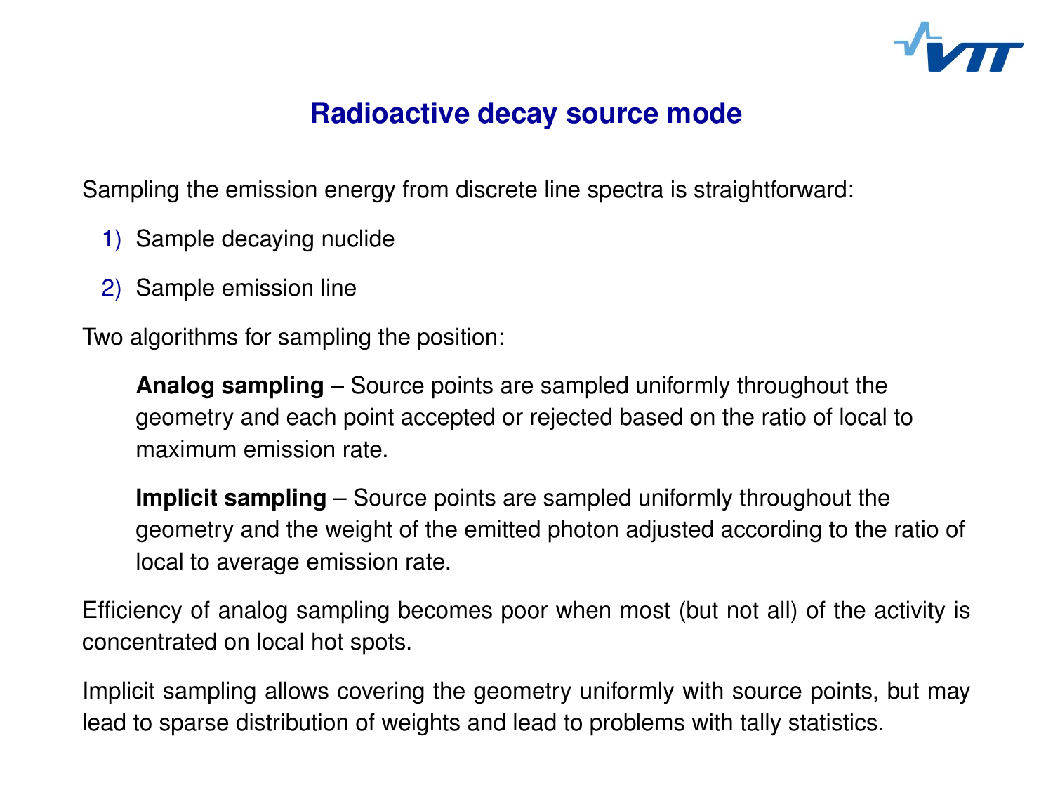# Radioactive decay source mode

Sampling the emission energy from discrete line spectra is straightforward:

1) Sample decaying nuclide

2) Sample emission line

Two algorithms for sampling the position:

**Analog sampling** – Source points are sampled uniformly throughout the geometry and each point accepted or rejected based on the ratio of local to maximum emission rate.

**Implicit sampling** – Source points are sampled uniformly throughout the geometry and the weight of the emitted photon adjusted according to the ratio of local to average emission rate.

Efficiency of analog sampling becomes poor when most (but not all) of the activity is concentrated on local hot spots.

Implicit sampling allows covering the geometry uniformly with source points, but may lead to sparse distribution of weights and lead to problems with tally statistics.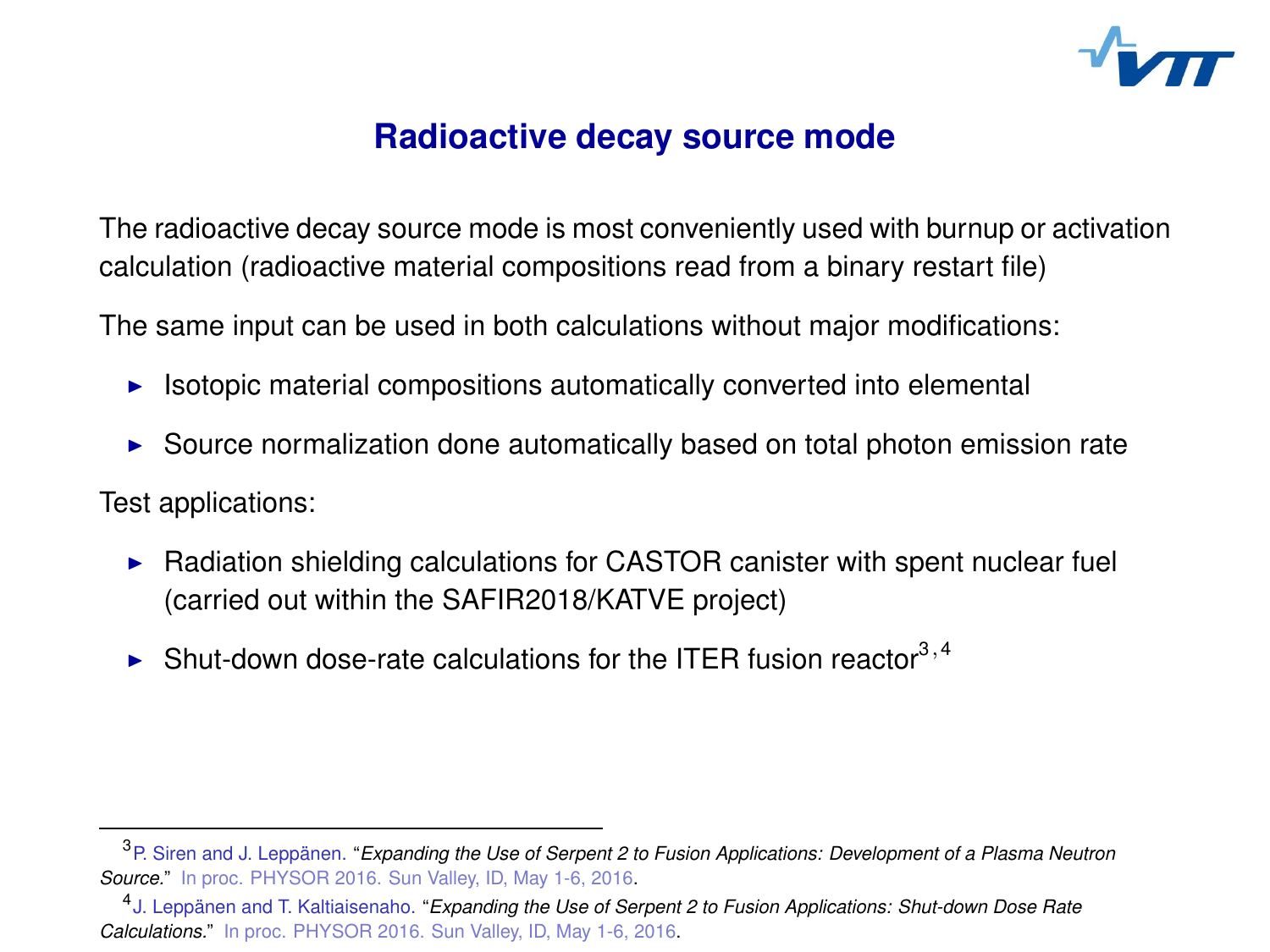# Radioactive decay source mode

The radioactive decay source mode is most conveniently used with burnup or activation calculation (radioactive material compositions read from a binary restart file)

The same input can be used in both calculations without major modifications:

- Isotopic material compositions automatically converted into elemental
- Source normalization done automatically based on total photon emission rate

Test applications:

- Radiation shielding calculations for CASTOR canister with spent nuclear fuel (carried out within the SAFIR2018/KATVE project)
- Shut-down dose-rate calculations for the ITER fusion reactor[3,4]

---

[3] P. Siren and J. Leppänen. "*Expanding the Use of Serpent 2 to Fusion Applications: Development of a Plasma Neutron Source.*" In proc. PHYSOR 2016. Sun Valley, ID, May 1-6, 2016.

[4] J. Leppänen and T. Kaltiaisenaho. "*Expanding the Use of Serpent 2 to Fusion Applications: Shut-down Dose Rate Calculations.*" In proc. PHYSOR 2016. Sun Valley, ID, May 1-6, 2016.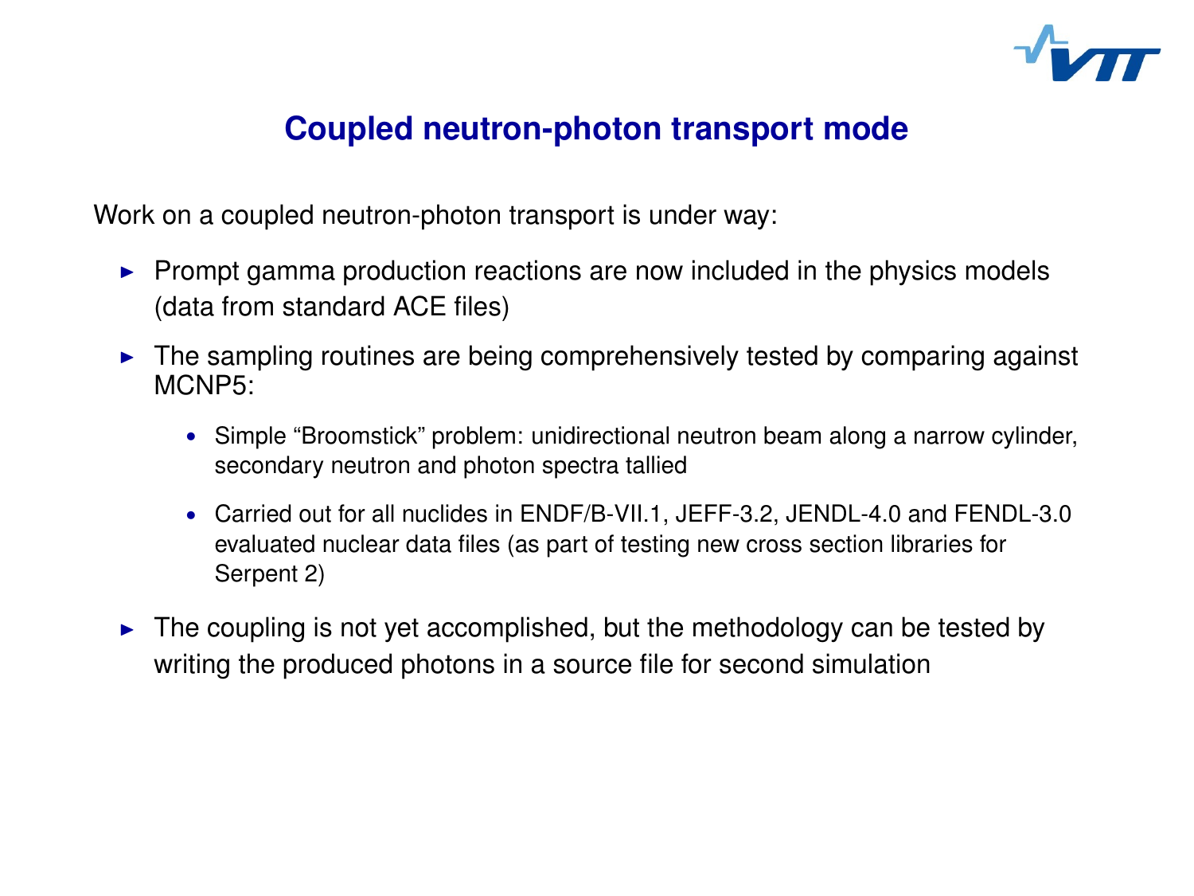# Coupled neutron-photon transport mode

Work on a coupled neutron-photon transport is under way:

- Prompt gamma production reactions are now included in the physics models (data from standard ACE files)
- The sampling routines are being comprehensively tested by comparing against MCNP5:
  - Simple “Broomstick” problem: unidirectional neutron beam along a narrow cylinder, secondary neutron and photon spectra tallied
  - Carried out for all nuclides in ENDF/B-VII.1, JEFF-3.2, JENDL-4.0 and FENDL-3.0 evaluated nuclear data files (as part of testing new cross section libraries for Serpent 2)
- The coupling is not yet accomplished, but the methodology can be tested by writing the produced photons in a source file for second simulation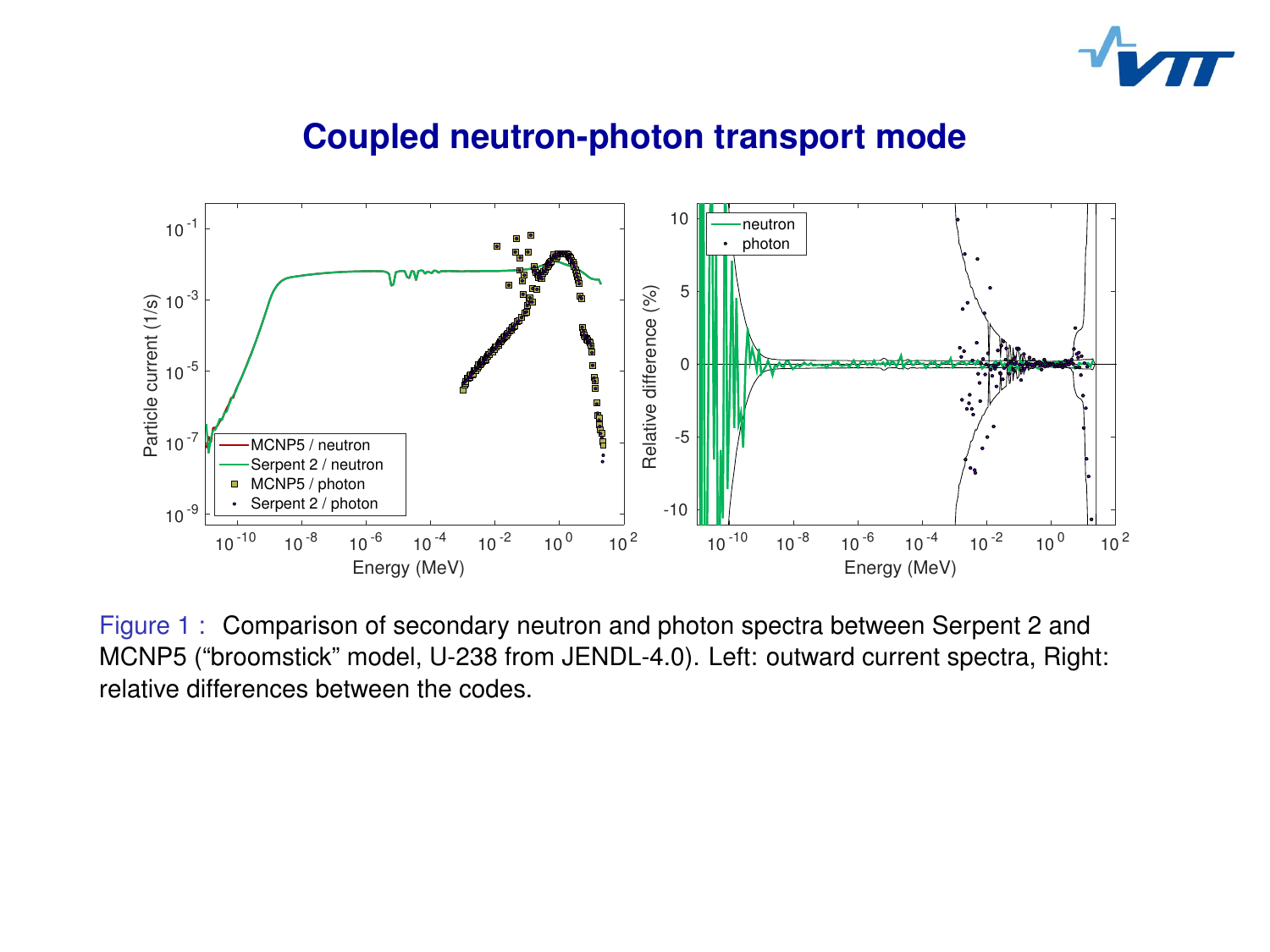# Coupled neutron-photon transport mode

Figure 1 : Comparison of secondary neutron and photon spectra between Serpent 2 and MCNP5 ("broomstick" model, U-238 from JENDL-4.0). Left: outward current spectra, Right: relative differences between the codes.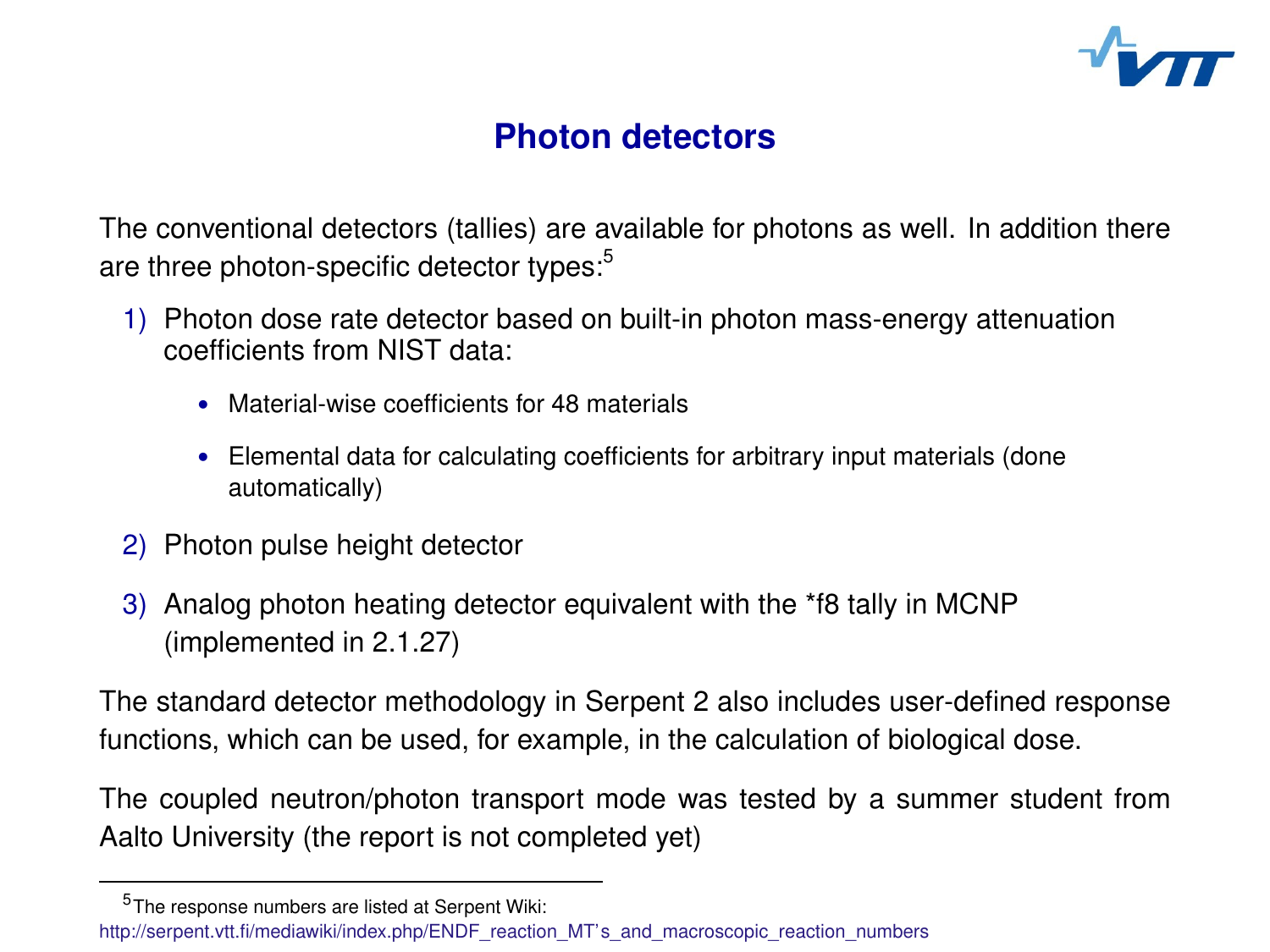# Photon detectors

The conventional detectors (tallies) are available for photons as well. In addition there are three photon-specific detector types:[5]

1) Photon dose rate detector based on built-in photon mass-energy attenuation coefficients from NIST data:
   - Material-wise coefficients for 48 materials
   - Elemental data for calculating coefficients for arbitrary input materials (done automatically)
2) Photon pulse height detector
3) Analog photon heating detector equivalent with the *f8 tally in MCNP (implemented in 2.1.27)

The standard detector methodology in Serpent 2 also includes user-defined response functions, which can be used, for example, in the calculation of biological dose.

The coupled neutron/photon transport mode was tested by a summer student from Aalto University (the report is not completed yet)

---

[5] The response numbers are listed at Serpent Wiki: http://serpent.vtt.fi/mediawiki/index.php/ENDF_reaction_MT's_and_macroscopic_reaction_numbers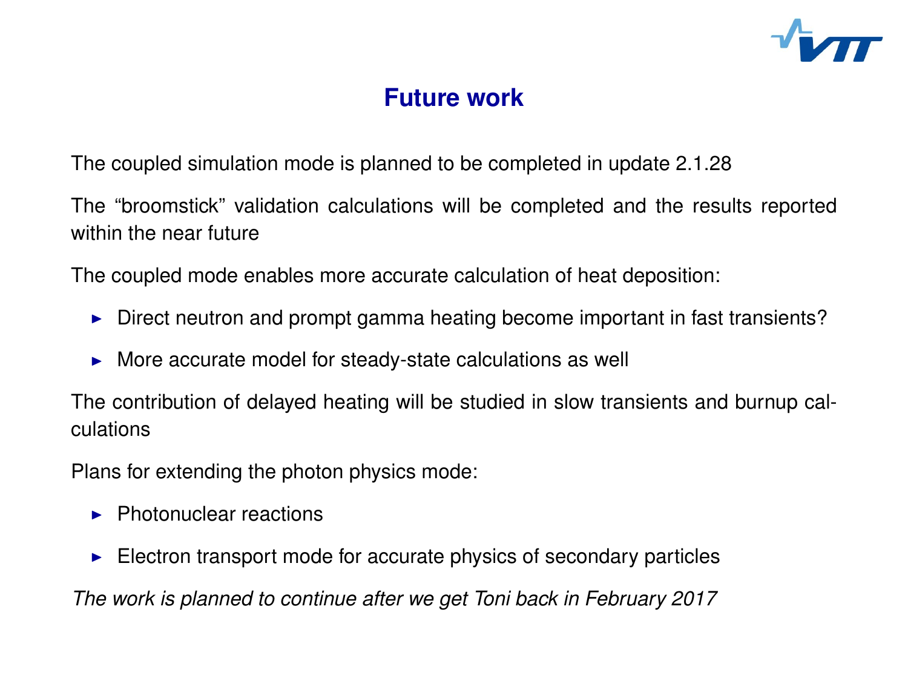# Future work

The coupled simulation mode is planned to be completed in update 2.1.28

The “broomstick” validation calculations will be completed and the results reported within the near future

The coupled mode enables more accurate calculation of heat deposition:

- Direct neutron and prompt gamma heating become important in fast transients?
- More accurate model for steady-state calculations as well

The contribution of delayed heating will be studied in slow transients and burnup calculations

Plans for extending the photon physics mode:

- Photonuclear reactions
- Electron transport mode for accurate physics of secondary particles

*The work is planned to continue after we get Toni back in February 2017*